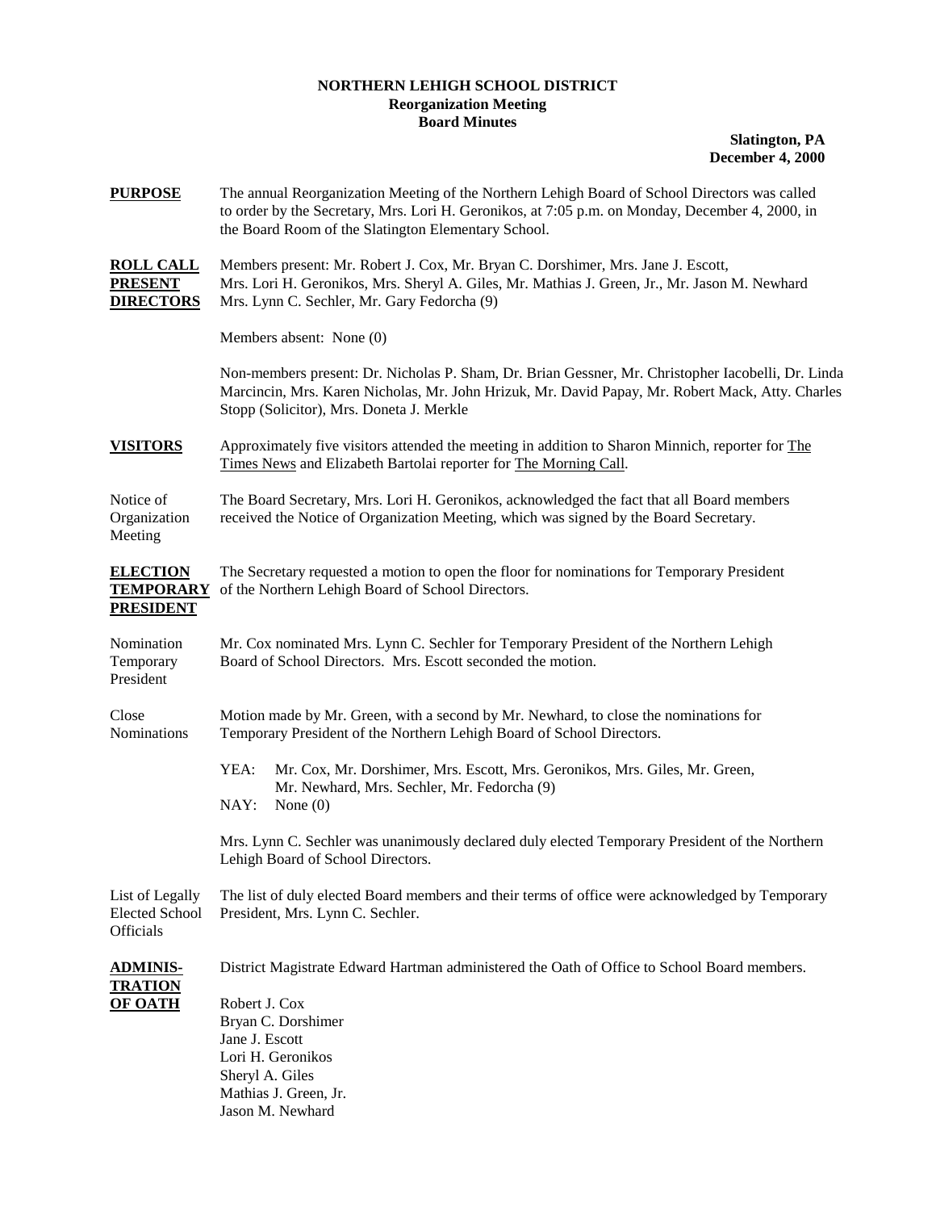# NORTHERN LEHIGH SCHOOL DISTRICT
## Reorganization Meeting
## Board Minutes

**Slatington, PA**
**December 4, 2000**

**PURPOSE** The annual Reorganization Meeting of the Northern Lehigh Board of School Directors was called to order by the Secretary, Mrs. Lori H. Geronikos, at 7:05 p.m. on Monday, December 4, 2000, in the Board Room of the Slatington Elementary School.

**ROLL CALL PRESENT DIRECTORS** Members present: Mr. Robert J. Cox, Mr. Bryan C. Dorshimer, Mrs. Jane J. Escott, Mrs. Lori H. Geronikos, Mrs. Sheryl A. Giles, Mr. Mathias J. Green, Jr., Mr. Jason M. Newhard Mrs. Lynn C. Sechler, Mr. Gary Fedorcha (9)

Members absent: None (0)

Non-members present: Dr. Nicholas P. Sham, Dr. Brian Gessner, Mr. Christopher Iacobelli, Dr. Linda Marcincin, Mrs. Karen Nicholas, Mr. John Hrizuk, Mr. David Papay, Mr. Robert Mack, Atty. Charles Stopp (Solicitor), Mrs. Doneta J. Merkle

**VISITORS** Approximately five visitors attended the meeting in addition to Sharon Minnich, reporter for The Times News and Elizabeth Bartolai reporter for The Morning Call.

Notice of Organization Meeting — The Board Secretary, Mrs. Lori H. Geronikos, acknowledged the fact that all Board members received the Notice of Organization Meeting, which was signed by the Board Secretary.

**ELECTION TEMPORARY PRESIDENT** The Secretary requested a motion to open the floor for nominations for Temporary President of the Northern Lehigh Board of School Directors.

Nomination Temporary President — Mr. Cox nominated Mrs. Lynn C. Sechler for Temporary President of the Northern Lehigh Board of School Directors. Mrs. Escott seconded the motion.

Close Nominations — Motion made by Mr. Green, with a second by Mr. Newhard, to close the nominations for Temporary President of the Northern Lehigh Board of School Directors.

YEA: Mr. Cox, Mr. Dorshimer, Mrs. Escott, Mrs. Geronikos, Mrs. Giles, Mr. Green, Mr. Newhard, Mrs. Sechler, Mr. Fedorcha (9)
NAY: None (0)

Mrs. Lynn C. Sechler was unanimously declared duly elected Temporary President of the Northern Lehigh Board of School Directors.

List of Legally Elected School Officials — The list of duly elected Board members and their terms of office were acknowledged by Temporary President, Mrs. Lynn C. Sechler.

**ADMINISTRATION OF OATH** District Magistrate Edward Hartman administered the Oath of Office to School Board members.

Robert J. Cox
Bryan C. Dorshimer
Jane J. Escott
Lori H. Geronikos
Sheryl A. Giles
Mathias J. Green, Jr.
Jason M. Newhard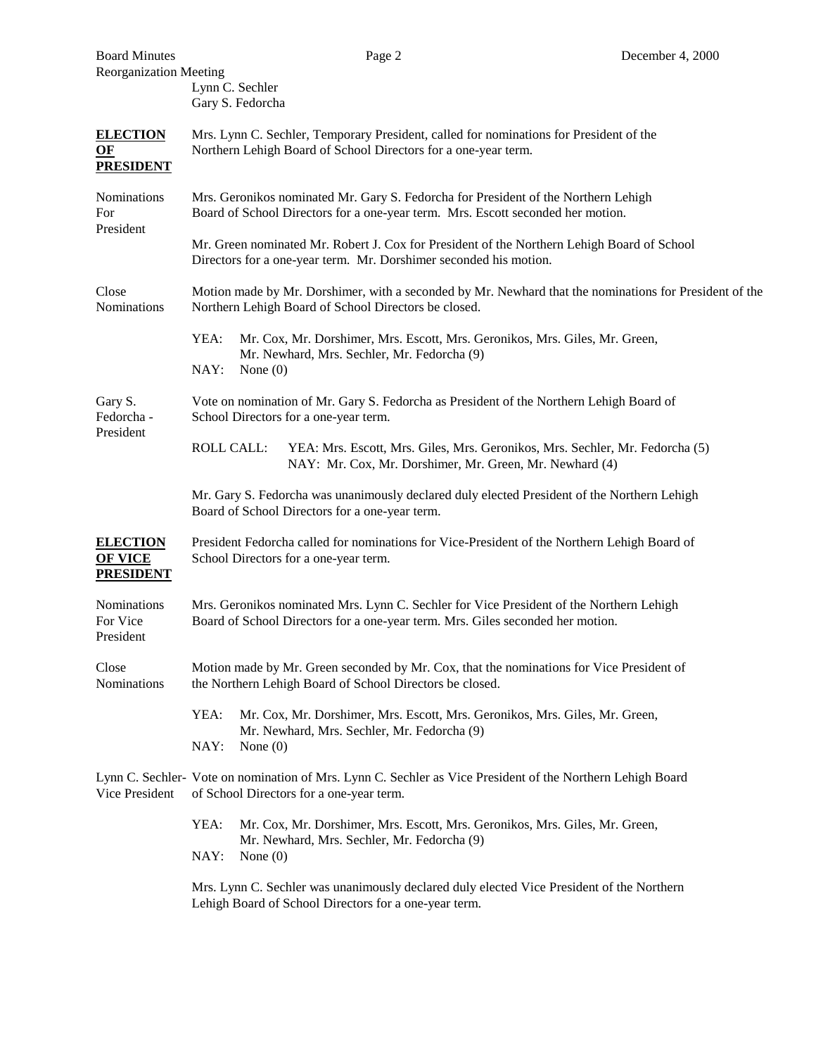Lynn C. Sechler
Gary S. Fedorcha

**ELECTION OF PRESIDENT**

Mrs. Lynn C. Sechler, Temporary President, called for nominations for President of the Northern Lehigh Board of School Directors for a one-year term.

Nominations For President

Mrs. Geronikos nominated Mr. Gary S. Fedorcha for President of the Northern Lehigh Board of School Directors for a one-year term. Mrs. Escott seconded her motion.

Mr. Green nominated Mr. Robert J. Cox for President of the Northern Lehigh Board of School Directors for a one-year term. Mr. Dorshimer seconded his motion.

Close Nominations

Motion made by Mr. Dorshimer, with a seconded by Mr. Newhard that the nominations for President of the Northern Lehigh Board of School Directors be closed.

YEA: Mr. Cox, Mr. Dorshimer, Mrs. Escott, Mrs. Geronikos, Mrs. Giles, Mr. Green, Mr. Newhard, Mrs. Sechler, Mr. Fedorcha (9)
NAY: None (0)

Gary S. Fedorcha - President

Vote on nomination of Mr. Gary S. Fedorcha as President of the Northern Lehigh Board of School Directors for a one-year term.

ROLL CALL: YEA: Mrs. Escott, Mrs. Giles, Mrs. Geronikos, Mrs. Sechler, Mr. Fedorcha (5)
NAY: Mr. Cox, Mr. Dorshimer, Mr. Green, Mr. Newhard (4)

Mr. Gary S. Fedorcha was unanimously declared duly elected President of the Northern Lehigh Board of School Directors for a one-year term.

**ELECTION OF VICE PRESIDENT**

President Fedorcha called for nominations for Vice-President of the Northern Lehigh Board of School Directors for a one-year term.

Nominations For Vice President

Mrs. Geronikos nominated Mrs. Lynn C. Sechler for Vice President of the Northern Lehigh Board of School Directors for a one-year term. Mrs. Giles seconded her motion.

Close Nominations

Motion made by Mr. Green seconded by Mr. Cox, that the nominations for Vice President of the Northern Lehigh Board of School Directors be closed.

YEA: Mr. Cox, Mr. Dorshimer, Mrs. Escott, Mrs. Geronikos, Mrs. Giles, Mr. Green, Mr. Newhard, Mrs. Sechler, Mr. Fedorcha (9)
NAY: None (0)

Lynn C. Sechler- Vice President

Vote on nomination of Mrs. Lynn C. Sechler as Vice President of the Northern Lehigh Board of School Directors for a one-year term.

YEA: Mr. Cox, Mr. Dorshimer, Mrs. Escott, Mrs. Geronikos, Mrs. Giles, Mr. Green, Mr. Newhard, Mrs. Sechler, Mr. Fedorcha (9)
NAY: None (0)

Mrs. Lynn C. Sechler was unanimously declared duly elected Vice President of the Northern Lehigh Board of School Directors for a one-year term.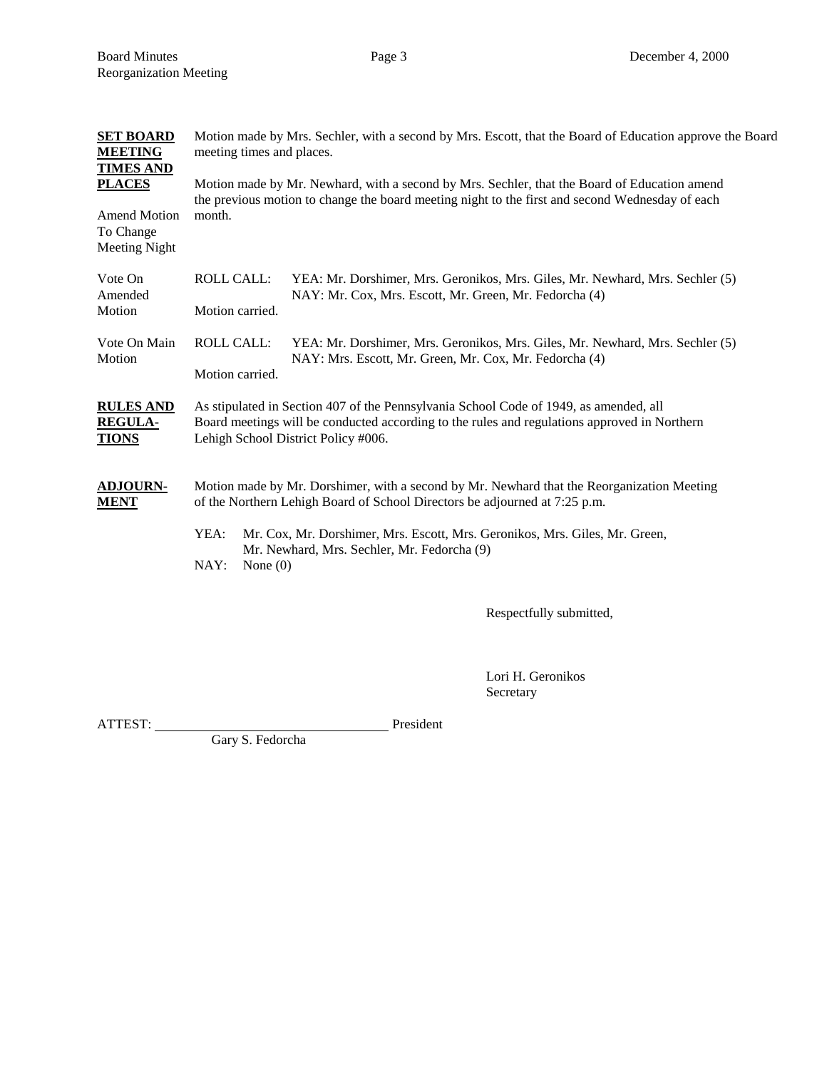**SET BOARD MEETING TIMES AND PLACES**

Motion made by Mrs. Sechler, with a second by Mrs. Escott, that the Board of Education approve the Board meeting times and places.

Amend Motion To Change Meeting Night

Motion made by Mr. Newhard, with a second by Mrs. Sechler, that the Board of Education amend the previous motion to change the board meeting night to the first and second Wednesday of each month.

Vote On Amended Motion

ROLL CALL: YEA: Mr. Dorshimer, Mrs. Geronikos, Mrs. Giles, Mr. Newhard, Mrs. Sechler (5)
NAY: Mr. Cox, Mrs. Escott, Mr. Green, Mr. Fedorcha (4)

Motion carried.

Vote On Main Motion

ROLL CALL: YEA: Mr. Dorshimer, Mrs. Geronikos, Mrs. Giles, Mr. Newhard, Mrs. Sechler (5)
NAY: Mrs. Escott, Mr. Green, Mr. Cox, Mr. Fedorcha (4)

Motion carried.

**RULES AND REGULATIONS**

As stipulated in Section 407 of the Pennsylvania School Code of 1949, as amended, all Board meetings will be conducted according to the rules and regulations approved in Northern Lehigh School District Policy #006.

**ADJOURNMENT**

Motion made by Mr. Dorshimer, with a second by Mr. Newhard that the Reorganization Meeting of the Northern Lehigh Board of School Directors be adjourned at 7:25 p.m.

YEA: Mr. Cox, Mr. Dorshimer, Mrs. Escott, Mrs. Geronikos, Mrs. Giles, Mr. Green, Mr. Newhard, Mrs. Sechler, Mr. Fedorcha (9)
NAY: None (0)

Respectfully submitted,

Lori H. Geronikos
Secretary

ATTEST: ______________________________ President
Gary S. Fedorcha